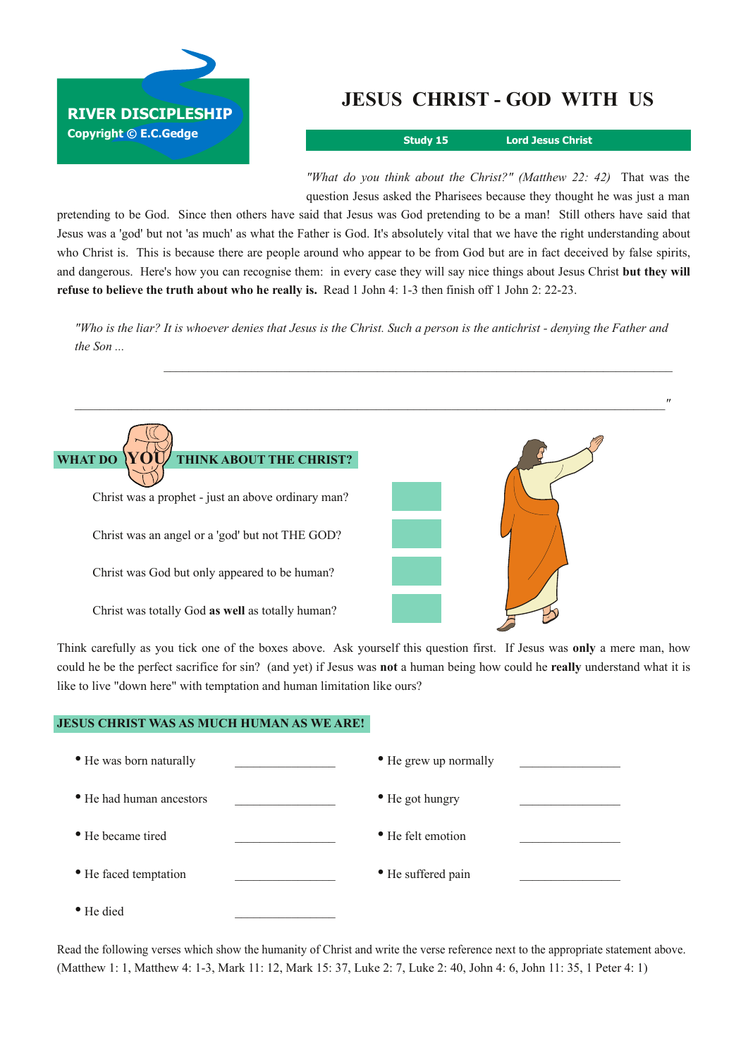**RIVER DISCIPLESHIP**
Copyright © E.C.Gedge

# JESUS CHRIST - GOD WITH US

**Study 15** **Lord Jesus Christ**

*"What do you think about the Christ?" (Matthew 22: 42)* That was the question Jesus asked the Pharisees because they thought he was just a man pretending to be God. Since then others have said that Jesus was God pretending to be a man! Still others have said that Jesus was a 'god' but not 'as much' as what the Father is God. It's absolutely vital that we have the right understanding about who Christ is. This is because there are people around who appear to be from God but are in fact deceived by false spirits, and dangerous. Here's how you can recognise them: in every case they will say nice things about Jesus Christ **but they will refuse to believe the truth about who he really is.** Read 1 John 4: 1-3 then finish off 1 John 2: 22-23.

*"Who is the liar? It is whoever denies that Jesus is the Christ. Such a person is the antichrist - denying the Father and the Son ...*

_______________________________________________

_______________________________________________"

## WHAT DO YOU THINK ABOUT THE CHRIST?

- Christ was a prophet - just an above ordinary man? ☐
- Christ was an angel or a 'god' but not THE GOD? ☐
- Christ was God but only appeared to be human? ☐
- Christ was totally God **as well** as totally human? ☐

Think carefully as you tick one of the boxes above. Ask yourself this question first. If Jesus was **only** a mere man, how could he be the perfect sacrifice for sin? (and yet) if Jesus was **not** a human being how could he **really** understand what it is like to live "down here" with temptation and human limitation like ours?

## JESUS CHRIST WAS AS MUCH HUMAN AS WE ARE!

- He was born naturally ______________
- He grew up normally ______________
- He had human ancestors ______________
- He got hungry ______________
- He became tired ______________
- He felt emotion ______________
- He faced temptation ______________
- He suffered pain ______________
- He died ______________

Read the following verses which show the humanity of Christ and write the verse reference next to the appropriate statement above. (Matthew 1: 1, Matthew 4: 1-3, Mark 11: 12, Mark 15: 37, Luke 2: 7, Luke 2: 40, John 4: 6, John 11: 35, 1 Peter 4: 1)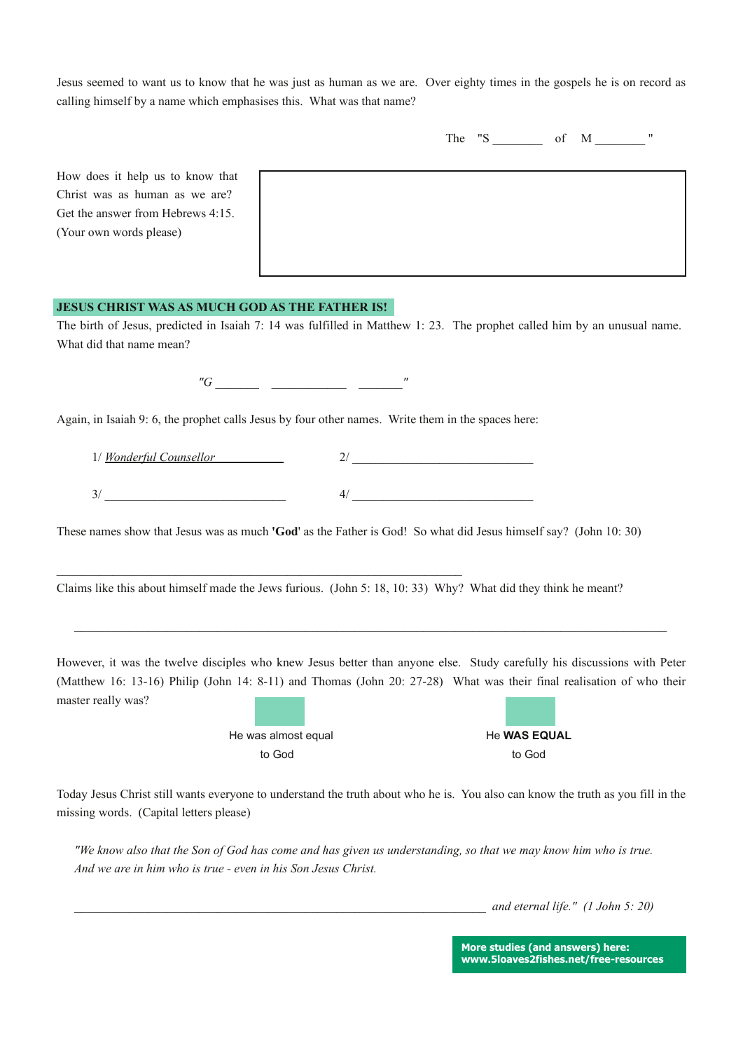Jesus seemed to want us to know that he was just as human as we are. Over eighty times in the gospels he is on record as calling himself by a name which emphasises this. What was that name?

The "S ________ of M ________ "

How does it help us to know that Christ was as human as we are? Get the answer from Hebrews 4:15. (Your own words please)

**JESUS CHRIST WAS AS MUCH GOD AS THE FATHER IS!**

The birth of Jesus, predicted in Isaiah 7: 14 was fulfilled in Matthew 1: 23. The prophet called him by an unusual name. What did that name mean?

*"G _______ ____________ _______"*

Again, in Isaiah 9: 6, the prophet calls Jesus by four other names. Write them in the spaces here:

1/ *Wonderful Counsellor* 2/ ______________________________

3/ ______________________________ 4/ ______________________________

These names show that Jesus was as much **'God'** as the Father is God! So what did Jesus himself say? (John 10: 30)

____________________________________________________________________

Claims like this about himself made the Jews furious. (John 5: 18, 10: 33) Why? What did they think he meant?

____________________________________________________________________

However, it was the twelve disciples who knew Jesus better than anyone else. Study carefully his discussions with Peter (Matthew 16: 13-16) Philip (John 14: 8-11) and Thomas (John 20: 27-28) What was their final realisation of who their master really was?

He was almost equal to God

He **WAS EQUAL** to God

Today Jesus Christ still wants everyone to understand the truth about who he is. You also can know the truth as you fill in the missing words. (Capital letters please)

*"We know also that the Son of God has come and has given us understanding, so that we may know him who is true. And we are in him who is true - even in his Son Jesus Christ.*

____________________________________________________________________ *and eternal life." (1 John 5: 20)*

**More studies (and answers) here: www.5loaves2fishes.net/free-resources**